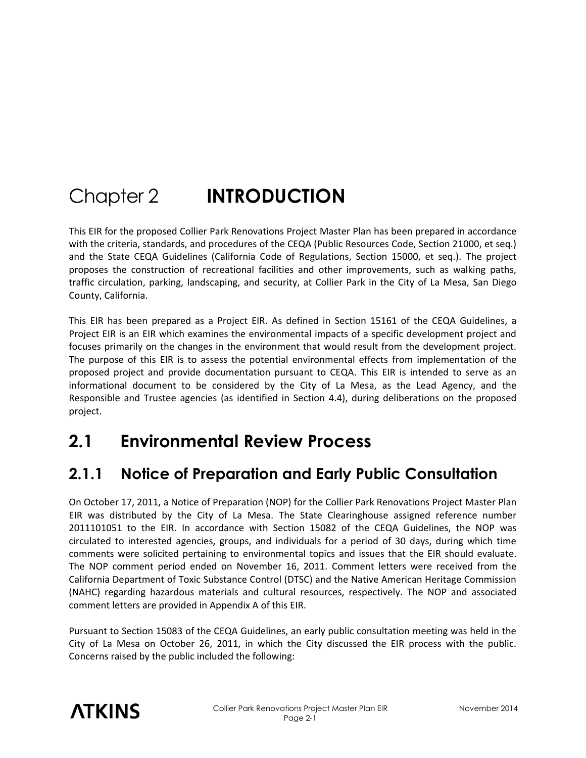# Chapter 2 INTRODUCTION

This EIR for the proposed Collier Park Renovations Project Master Plan has been prepared in accordance with the criteria, standards, and procedures of the CEQA (Public Resources Code, Section 21000, et seq.) and the State CEQA Guidelines (California Code of Regulations, Section 15000, et seq.). The project proposes the construction of recreational facilities and other improvements, such as walking paths, traffic circulation, parking, landscaping, and security, at Collier Park in the City of La Mesa, San Diego County, California.

This EIR has been prepared as a Project EIR. As defined in Section 15161 of the CEQA Guidelines, a Project EIR is an EIR which examines the environmental impacts of a specific development project and focuses primarily on the changes in the environment that would result from the development project. The purpose of this EIR is to assess the potential environmental effects from implementation of the proposed project and provide documentation pursuant to CEQA. This EIR is intended to serve as an informational document to be considered by the City of La Mesa, as the Lead Agency, and the Responsible and Trustee agencies (as identified in Section 4.4), during deliberations on the proposed project.

## 2.1 Environmental Review Process

### 2.1.1 Notice of Preparation and Early Public Consultation

On October 17, 2011, a Notice of Preparation (NOP) for the Collier Park Renovations Project Master Plan EIR was distributed by the City of La Mesa. The State Clearinghouse assigned reference number 2011101051 to the EIR. In accordance with Section 15082 of the CEQA Guidelines, the NOP was circulated to interested agencies, groups, and individuals for a period of 30 days, during which time comments were solicited pertaining to environmental topics and issues that the EIR should evaluate. The NOP comment period ended on November 16, 2011. Comment letters were received from the California Department of Toxic Substance Control (DTSC) and the Native American Heritage Commission (NAHC) regarding hazardous materials and cultural resources, respectively. The NOP and associated comment letters are provided in Appendix A of this EIR.

Pursuant to Section 15083 of the CEQA Guidelines, an early public consultation meeting was held in the City of La Mesa on October 26, 2011, in which the City discussed the EIR process with the public. Concerns raised by the public included the following: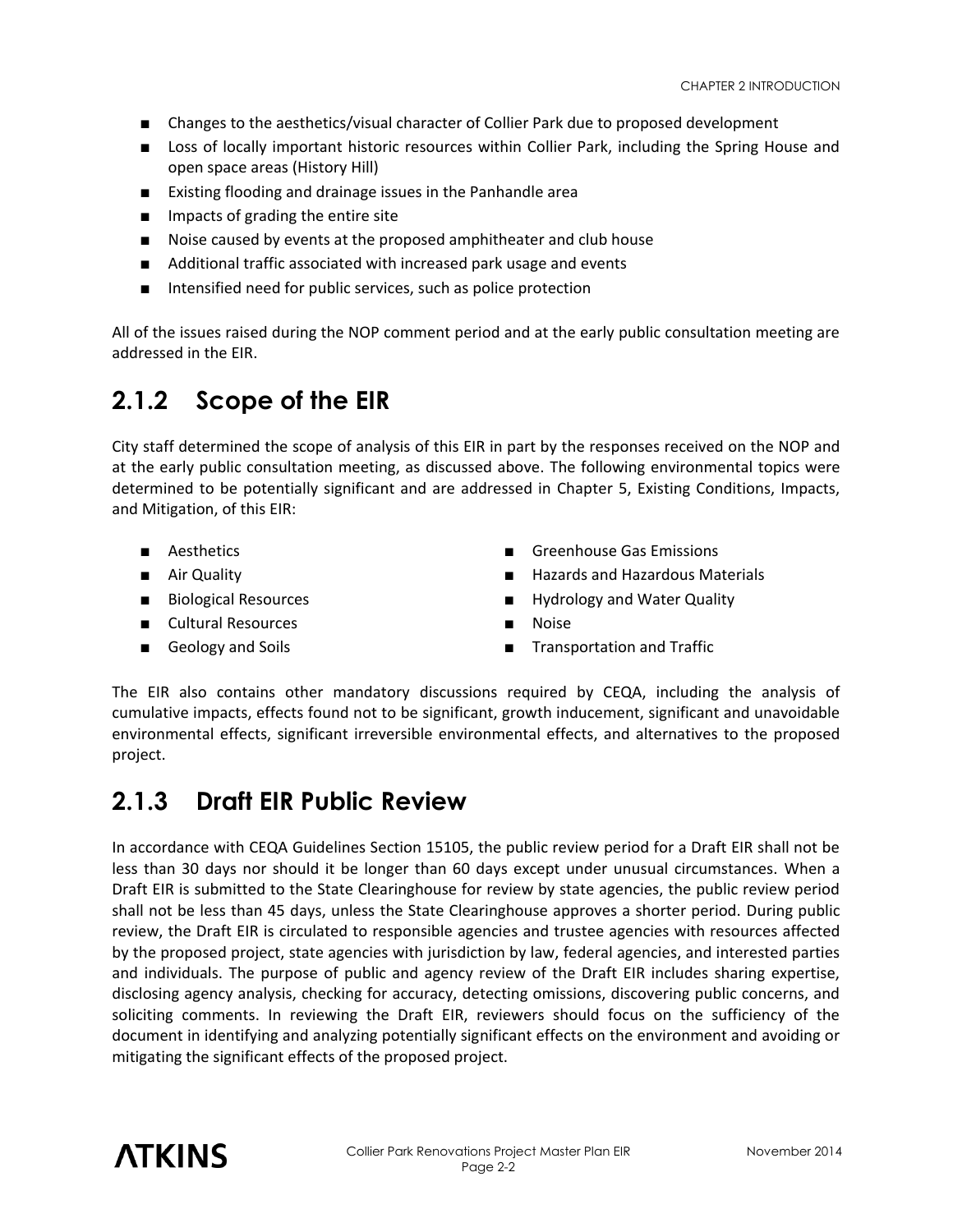- Changes to the aesthetics/visual character of Collier Park due to proposed development
- Loss of locally important historic resources within Collier Park, including the Spring House and open space areas (History Hill)
- Existing flooding and drainage issues in the Panhandle area
- Impacts of grading the entire site
- Noise caused by events at the proposed amphitheater and club house
- Additional traffic associated with increased park usage and events
- Intensified need for public services, such as police protection

All of the issues raised during the NOP comment period and at the early public consultation meeting are addressed in the EIR.

## 2.1.2 Scope of the EIR

City staff determined the scope of analysis of this EIR in part by the responses received on the NOP and at the early public consultation meeting, as discussed above. The following environmental topics were determined to be potentially significant and are addressed in Chapter 5, Existing Conditions, Impacts, and Mitigation, of this EIR:

- Aesthetics
- Air Quality
- Biological Resources
- Cultural Resources
- Geology and Soils
- Greenhouse Gas Emissions
- Hazards and Hazardous Materials
- Hydrology and Water Quality
- Noise
- Transportation and Traffic

The EIR also contains other mandatory discussions required by CEQA, including the analysis of cumulative impacts, effects found not to be significant, growth inducement, significant and unavoidable environmental effects, significant irreversible environmental effects, and alternatives to the proposed project.

## 2.1.3 Draft EIR Public Review

In accordance with CEQA Guidelines Section 15105, the public review period for a Draft EIR shall not be less than 30 days nor should it be longer than 60 days except under unusual circumstances. When a Draft EIR is submitted to the State Clearinghouse for review by state agencies, the public review period shall not be less than 45 days, unless the State Clearinghouse approves a shorter period. During public review, the Draft EIR is circulated to responsible agencies and trustee agencies with resources affected by the proposed project, state agencies with jurisdiction by law, federal agencies, and interested parties and individuals. The purpose of public and agency review of the Draft EIR includes sharing expertise, disclosing agency analysis, checking for accuracy, detecting omissions, discovering public concerns, and soliciting comments. In reviewing the Draft EIR, reviewers should focus on the sufficiency of the document in identifying and analyzing potentially significant effects on the environment and avoiding or mitigating the significant effects of the proposed project.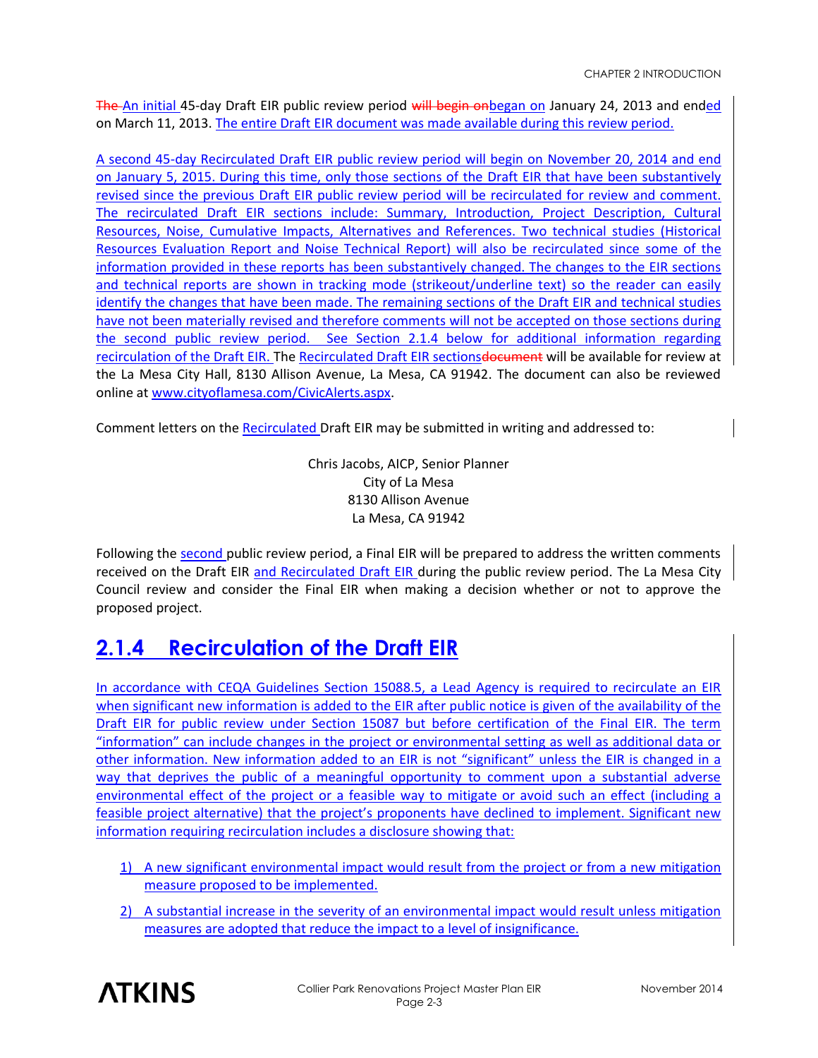The An initial 45-day Draft EIR public review period will begin onbegan on January 24, 2013 and ended on March 11, 2013. The entire Draft EIR document was made available during this review period.

A second 45-day Recirculated Draft EIR public review period will begin on November 20, 2014 and end on January 5, 2015. During this time, only those sections of the Draft EIR that have been substantively revised since the previous Draft EIR public review period will be recirculated for review and comment. The recirculated Draft EIR sections include: Summary, Introduction, Project Description, Cultural Resources, Noise, Cumulative Impacts, Alternatives and References. Two technical studies (Historical Resources Evaluation Report and Noise Technical Report) will also be recirculated since some of the information provided in these reports has been substantively changed. The changes to the EIR sections and technical reports are shown in tracking mode (strikeout/underline text) so the reader can easily identify the changes that have been made. The remaining sections of the Draft EIR and technical studies have not been materially revised and therefore comments will not be accepted on those sections during the second public review period. See Section 2.1.4 below for additional information regarding recirculation of the Draft EIR. The Recirculated Draft EIR sectionsdocument will be available for review at the La Mesa City Hall, 8130 Allison Avenue, La Mesa, CA 91942. The document can also be reviewed online at www.cityoflamesa.com/CivicAlerts.aspx.

Comment letters on the Recirculated Draft EIR may be submitted in writing and addressed to:

Chris Jacobs, AICP, Senior Planner
City of La Mesa
8130 Allison Avenue
La Mesa, CA 91942

Following the second public review period, a Final EIR will be prepared to address the written comments received on the Draft EIR and Recirculated Draft EIR during the public review period. The La Mesa City Council review and consider the Final EIR when making a decision whether or not to approve the proposed project.

## 2.1.4 Recirculation of the Draft EIR

In accordance with CEQA Guidelines Section 15088.5, a Lead Agency is required to recirculate an EIR when significant new information is added to the EIR after public notice is given of the availability of the Draft EIR for public review under Section 15087 but before certification of the Final EIR. The term "information" can include changes in the project or environmental setting as well as additional data or other information. New information added to an EIR is not "significant" unless the EIR is changed in a way that deprives the public of a meaningful opportunity to comment upon a substantial adverse environmental effect of the project or a feasible way to mitigate or avoid such an effect (including a feasible project alternative) that the project's proponents have declined to implement. Significant new information requiring recirculation includes a disclosure showing that:

1) A new significant environmental impact would result from the project or from a new mitigation measure proposed to be implemented.
2) A substantial increase in the severity of an environmental impact would result unless mitigation measures are adopted that reduce the impact to a level of insignificance.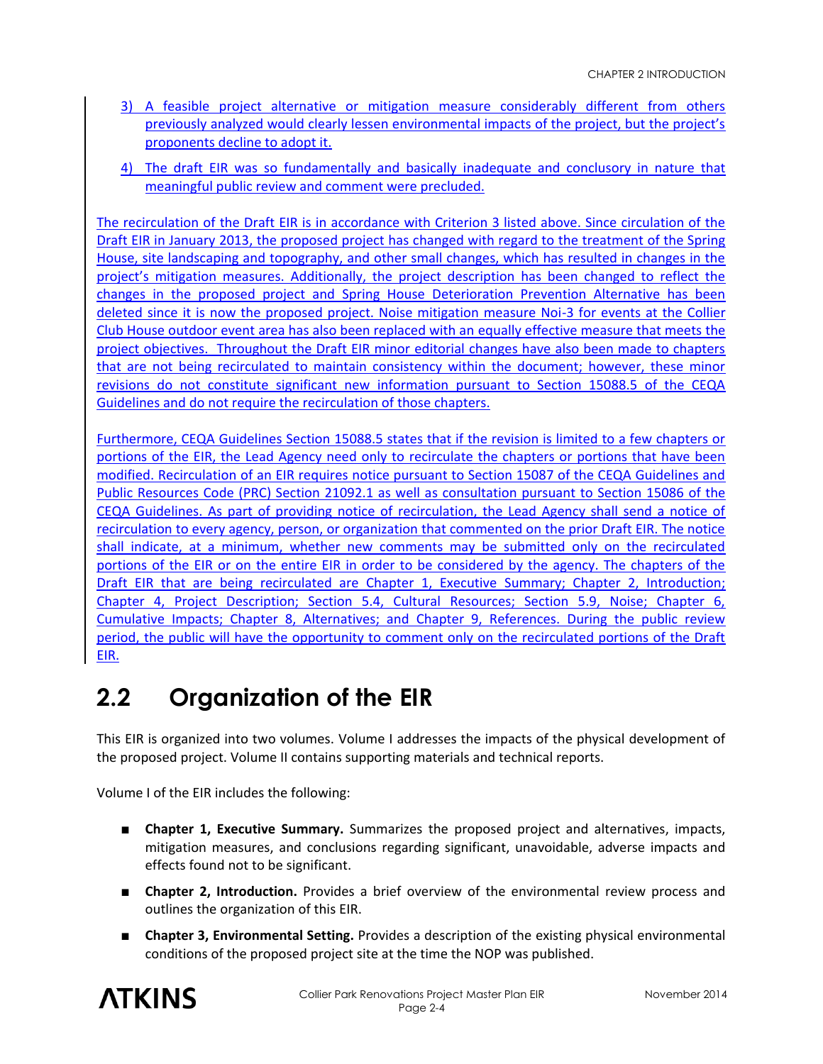3) A feasible project alternative or mitigation measure considerably different from others previously analyzed would clearly lessen environmental impacts of the project, but the project's proponents decline to adopt it.

4) The draft EIR was so fundamentally and basically inadequate and conclusory in nature that meaningful public review and comment were precluded.

The recirculation of the Draft EIR is in accordance with Criterion 3 listed above. Since circulation of the Draft EIR in January 2013, the proposed project has changed with regard to the treatment of the Spring House, site landscaping and topography, and other small changes, which has resulted in changes in the project's mitigation measures. Additionally, the project description has been changed to reflect the changes in the proposed project and Spring House Deterioration Prevention Alternative has been deleted since it is now the proposed project. Noise mitigation measure Noi-3 for events at the Collier Club House outdoor event area has also been replaced with an equally effective measure that meets the project objectives. Throughout the Draft EIR minor editorial changes have also been made to chapters that are not being recirculated to maintain consistency within the document; however, these minor revisions do not constitute significant new information pursuant to Section 15088.5 of the CEQA Guidelines and do not require the recirculation of those chapters.

Furthermore, CEQA Guidelines Section 15088.5 states that if the revision is limited to a few chapters or portions of the EIR, the Lead Agency need only to recirculate the chapters or portions that have been modified. Recirculation of an EIR requires notice pursuant to Section 15087 of the CEQA Guidelines and Public Resources Code (PRC) Section 21092.1 as well as consultation pursuant to Section 15086 of the CEQA Guidelines. As part of providing notice of recirculation, the Lead Agency shall send a notice of recirculation to every agency, person, or organization that commented on the prior Draft EIR. The notice shall indicate, at a minimum, whether new comments may be submitted only on the recirculated portions of the EIR or on the entire EIR in order to be considered by the agency. The chapters of the Draft EIR that are being recirculated are Chapter 1, Executive Summary; Chapter 2, Introduction; Chapter 4, Project Description; Section 5.4, Cultural Resources; Section 5.9, Noise; Chapter 6, Cumulative Impacts; Chapter 8, Alternatives; and Chapter 9, References. During the public review period, the public will have the opportunity to comment only on the recirculated portions of the Draft EIR.

## 2.2 Organization of the EIR

This EIR is organized into two volumes. Volume I addresses the impacts of the physical development of the proposed project. Volume II contains supporting materials and technical reports.

Volume I of the EIR includes the following:

- **Chapter 1, Executive Summary.** Summarizes the proposed project and alternatives, impacts, mitigation measures, and conclusions regarding significant, unavoidable, adverse impacts and effects found not to be significant.
- **Chapter 2, Introduction.** Provides a brief overview of the environmental review process and outlines the organization of this EIR.
- **Chapter 3, Environmental Setting.** Provides a description of the existing physical environmental conditions of the proposed project site at the time the NOP was published.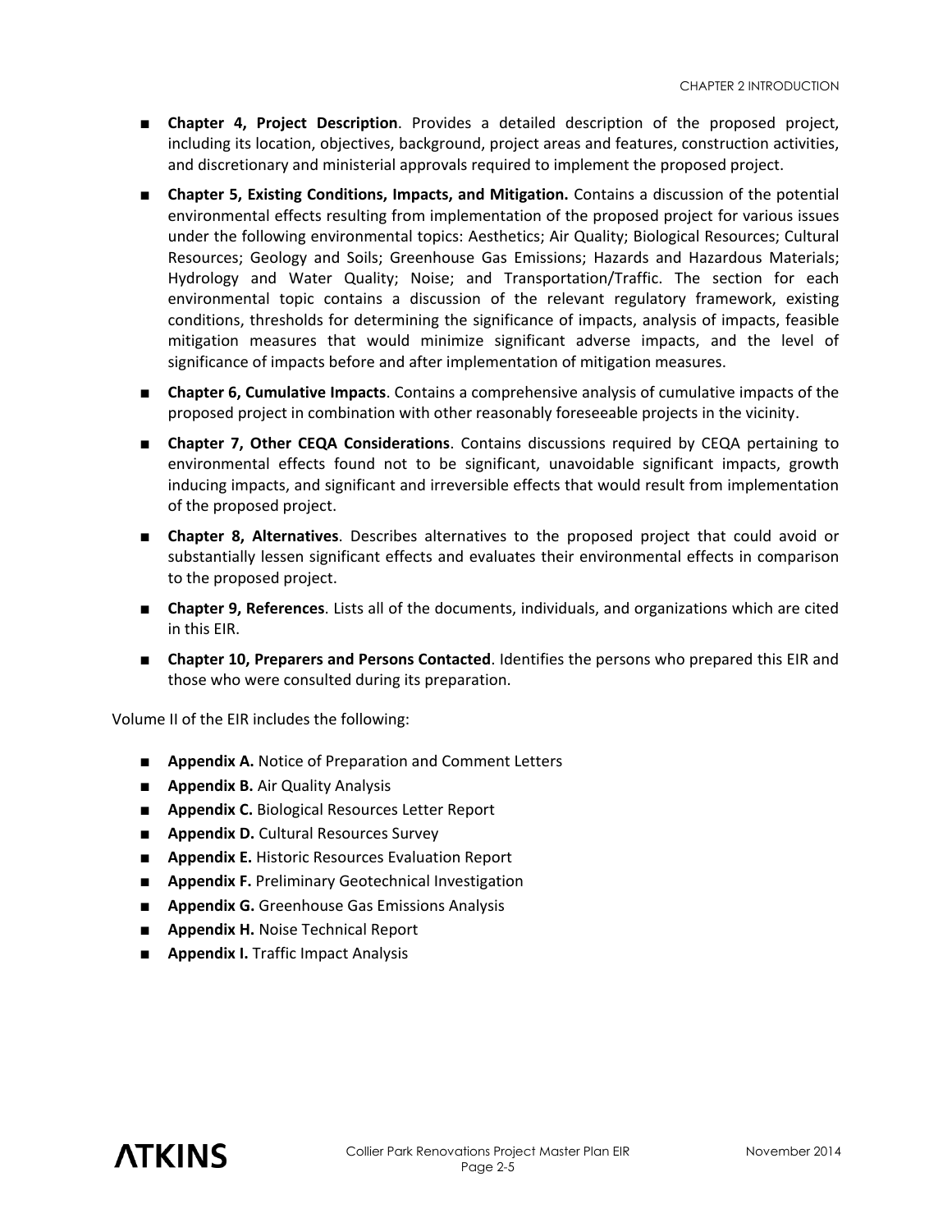- **Chapter 4, Project Description**. Provides a detailed description of the proposed project, including its location, objectives, background, project areas and features, construction activities, and discretionary and ministerial approvals required to implement the proposed project.
- **Chapter 5, Existing Conditions, Impacts, and Mitigation.** Contains a discussion of the potential environmental effects resulting from implementation of the proposed project for various issues under the following environmental topics: Aesthetics; Air Quality; Biological Resources; Cultural Resources; Geology and Soils; Greenhouse Gas Emissions; Hazards and Hazardous Materials; Hydrology and Water Quality; Noise; and Transportation/Traffic. The section for each environmental topic contains a discussion of the relevant regulatory framework, existing conditions, thresholds for determining the significance of impacts, analysis of impacts, feasible mitigation measures that would minimize significant adverse impacts, and the level of significance of impacts before and after implementation of mitigation measures.
- **Chapter 6, Cumulative Impacts**. Contains a comprehensive analysis of cumulative impacts of the proposed project in combination with other reasonably foreseeable projects in the vicinity.
- **Chapter 7, Other CEQA Considerations**. Contains discussions required by CEQA pertaining to environmental effects found not to be significant, unavoidable significant impacts, growth inducing impacts, and significant and irreversible effects that would result from implementation of the proposed project.
- **Chapter 8, Alternatives**. Describes alternatives to the proposed project that could avoid or substantially lessen significant effects and evaluates their environmental effects in comparison to the proposed project.
- **Chapter 9, References**. Lists all of the documents, individuals, and organizations which are cited in this EIR.
- **Chapter 10, Preparers and Persons Contacted**. Identifies the persons who prepared this EIR and those who were consulted during its preparation.

Volume II of the EIR includes the following:

- **Appendix A.** Notice of Preparation and Comment Letters
- **Appendix B.** Air Quality Analysis
- **Appendix C.** Biological Resources Letter Report
- **Appendix D.** Cultural Resources Survey
- **Appendix E.** Historic Resources Evaluation Report
- **Appendix F.** Preliminary Geotechnical Investigation
- **Appendix G.** Greenhouse Gas Emissions Analysis
- **Appendix H.** Noise Technical Report
- **Appendix I.** Traffic Impact Analysis